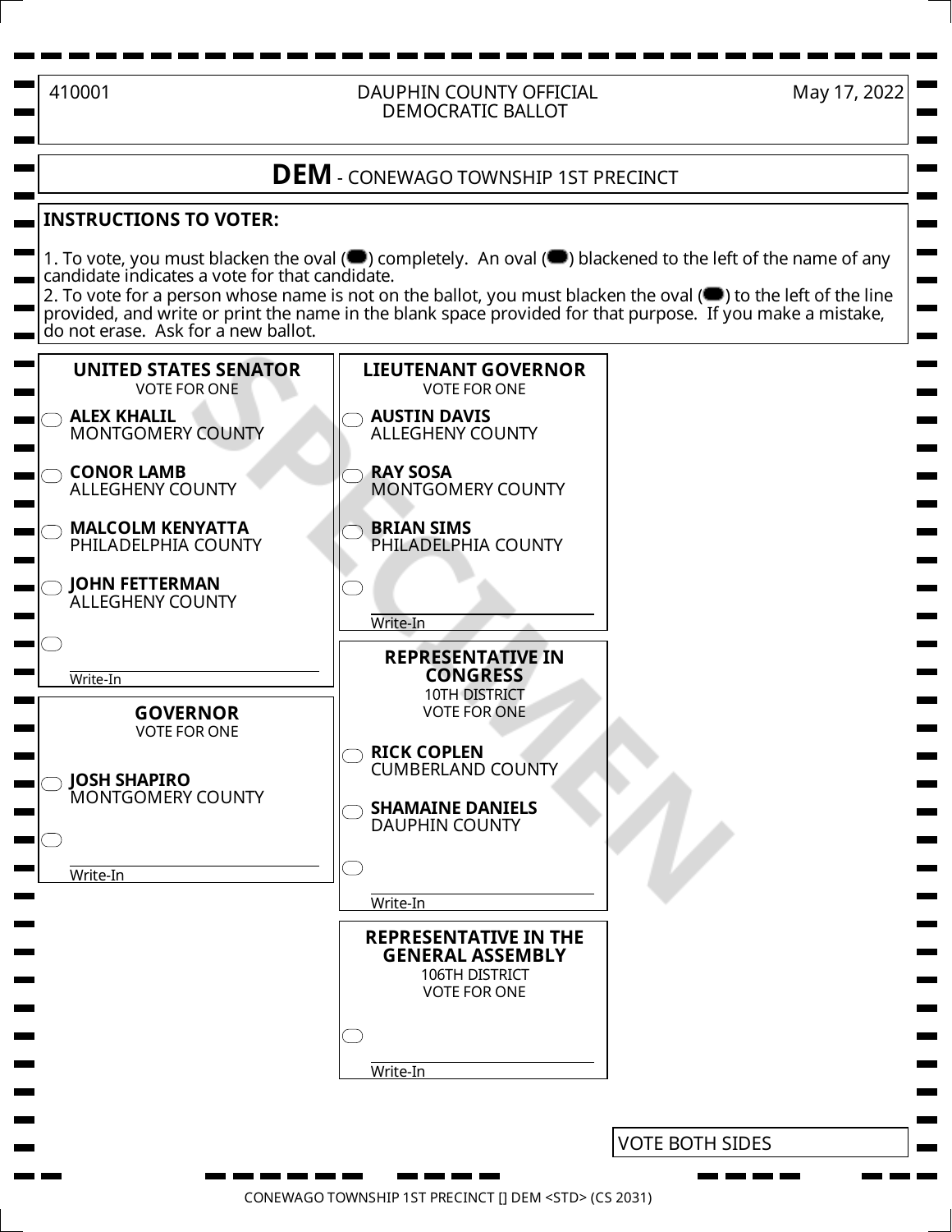410001

DAUPHIN COUNTY OFFICIAL
DEMOCRATIC BALLOT

May 17, 2022

# DEM - CONEWAGO TOWNSHIP 1ST PRECINCT

**INSTRUCTIONS TO VOTER:**

1. To vote, you must blacken the oval (⬬) completely. An oval (⬬) blackened to the left of the name of any candidate indicates a vote for that candidate.
2. To vote for a person whose name is not on the ballot, you must blacken the oval (⬬) to the left of the line provided, and write or print the name in the blank space provided for that purpose. If you make a mistake, do not erase. Ask for a new ballot.

## UNITED STATES SENATOR
VOTE FOR ONE

- ⬭ **ALEX KHALIL** MONTGOMERY COUNTY
- ⬭ **CONOR LAMB** ALLEGHENY COUNTY
- ⬭ **MALCOLM KENYATTA** PHILADELPHIA COUNTY
- ⬭ **JOHN FETTERMAN** ALLEGHENY COUNTY
- ⬭ ____________ Write-In

## GOVERNOR
VOTE FOR ONE

- ⬭ **JOSH SHAPIRO** MONTGOMERY COUNTY
- ⬭ ____________ Write-In

## LIEUTENANT GOVERNOR
VOTE FOR ONE

- ⬭ **AUSTIN DAVIS** ALLEGHENY COUNTY
- ⬭ **RAY SOSA** MONTGOMERY COUNTY
- ⬭ **BRIAN SIMS** PHILADELPHIA COUNTY
- ⬭ ____________ Write-In

## REPRESENTATIVE IN CONGRESS
10TH DISTRICT
VOTE FOR ONE

- ⬭ **RICK COPLEN** CUMBERLAND COUNTY
- ⬭ **SHAMAINE DANIELS** DAUPHIN COUNTY
- ⬭ ____________ Write-In

## REPRESENTATIVE IN THE GENERAL ASSEMBLY
106TH DISTRICT
VOTE FOR ONE

- ⬭ ____________ Write-In

VOTE BOTH SIDES

CONEWAGO TOWNSHIP 1ST PRECINCT [] DEM <STD> (CS 2031)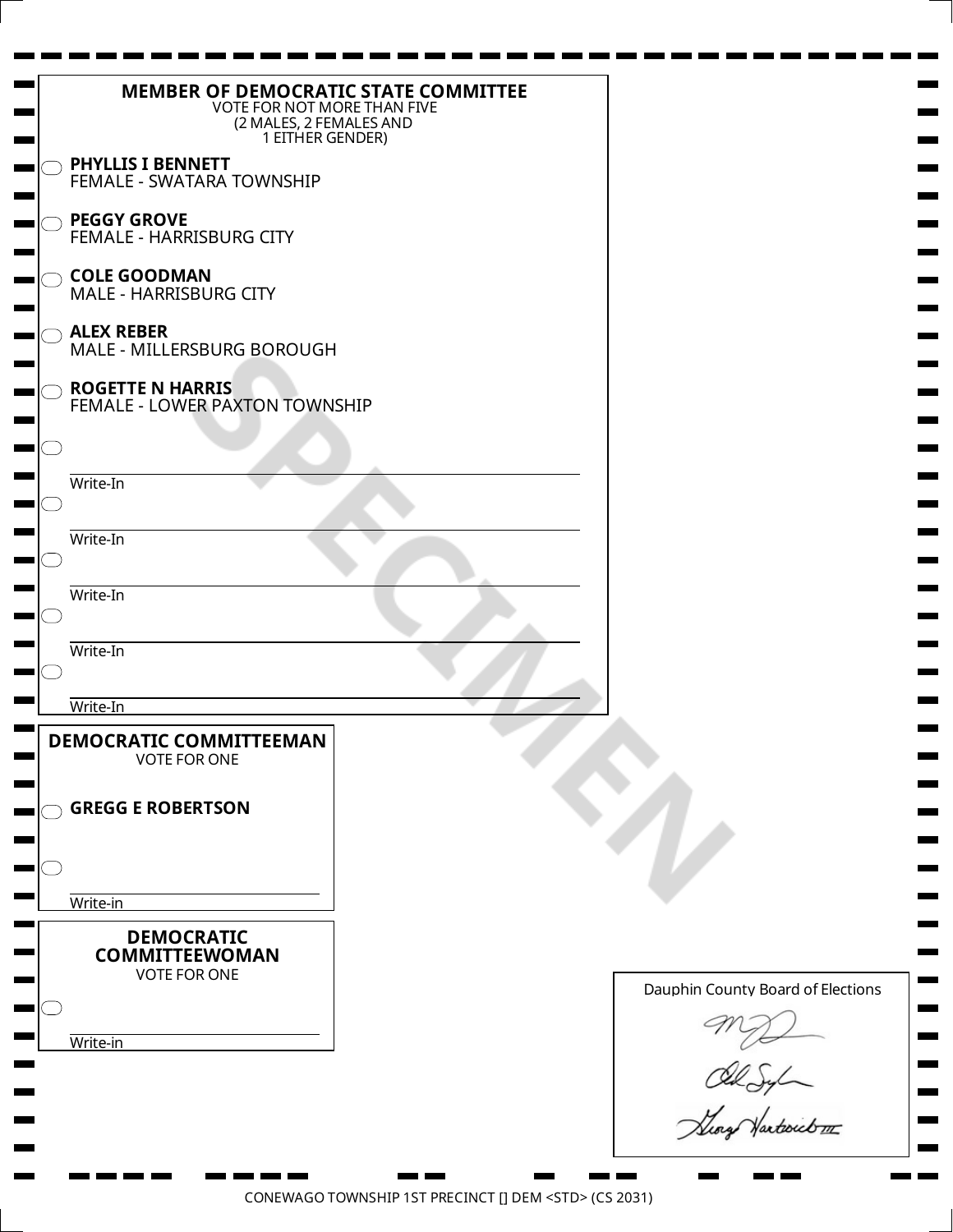## MEMBER OF DEMOCRATIC STATE COMMITTEE

VOTE FOR NOT MORE THAN FIVE
(2 MALES, 2 FEMALES AND
1 EITHER GENDER)

- **PHYLLIS I BENNETT**
  FEMALE - SWATARA TOWNSHIP
- **PEGGY GROVE**
  FEMALE - HARRISBURG CITY
- **COLE GOODMAN**
  MALE - HARRISBURG CITY
- **ALEX REBER**
  MALE - MILLERSBURG BOROUGH
- **ROGETTE N HARRIS**
  FEMALE - LOWER PAXTON TOWNSHIP
- Write-In
- Write-In
- Write-In
- Write-In
- Write-In

## DEMOCRATIC COMMITTEEMAN

VOTE FOR ONE

- **GREGG E ROBERTSON**
- Write-in

## DEMOCRATIC COMMITTEEWOMAN

VOTE FOR ONE

- Write-in

Dauphin County Board of Elections

SPECIMEN

CONEWAGO TOWNSHIP 1ST PRECINCT [] DEM <STD> (CS 2031)